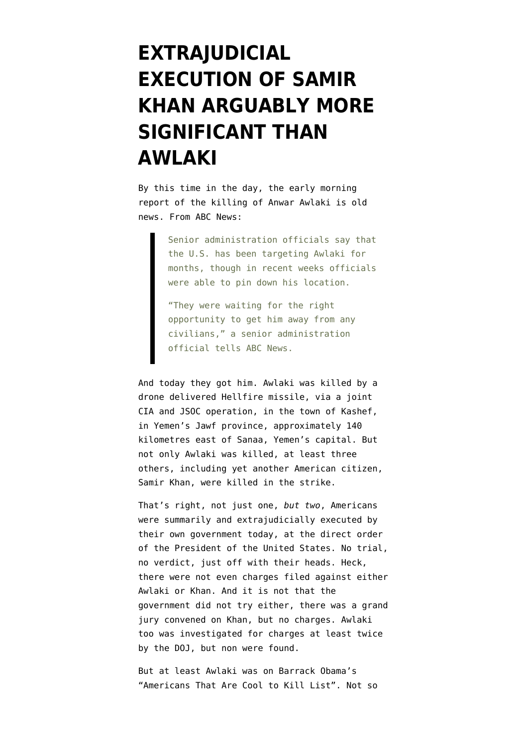# EXTRAJUDICIAL EXECUTION OF SAMIR KHAN ARGUABLY MORE SIGNIFICANT THAN AWLAKI

By this time in the day, the early morning report of the killing of Anwar Awlaki is old news. From ABC News:

> Senior administration officials say that the U.S. has been targeting Awlaki for months, though in recent weeks officials were able to pin down his location.
>
> "They were waiting for the right opportunity to get him away from any civilians," a senior administration official tells ABC News.

And today they got him. Awlaki was killed by a drone delivered Hellfire missile, via a joint CIA and JSOC operation, in the town of Kashef, in Yemen's Jawf province, approximately 140 kilometres east of Sanaa, Yemen's capital. But not only Awlaki was killed, at least three others, including yet another American citizen, Samir Khan, were killed in the strike.

That's right, not just one, *but two*, Americans were summarily and extrajudicially executed by their own government today, at the direct order of the President of the United States. No trial, no verdict, just off with their heads. Heck, there were not even charges filed against either Awlaki or Khan. And it is not that the government did not try either, there was a grand jury convened on Khan, but no charges. Awlaki too was investigated for charges at least twice by the DOJ, but non were found.

But at least Awlaki was on Barrack Obama's "Americans That Are Cool to Kill List". Not so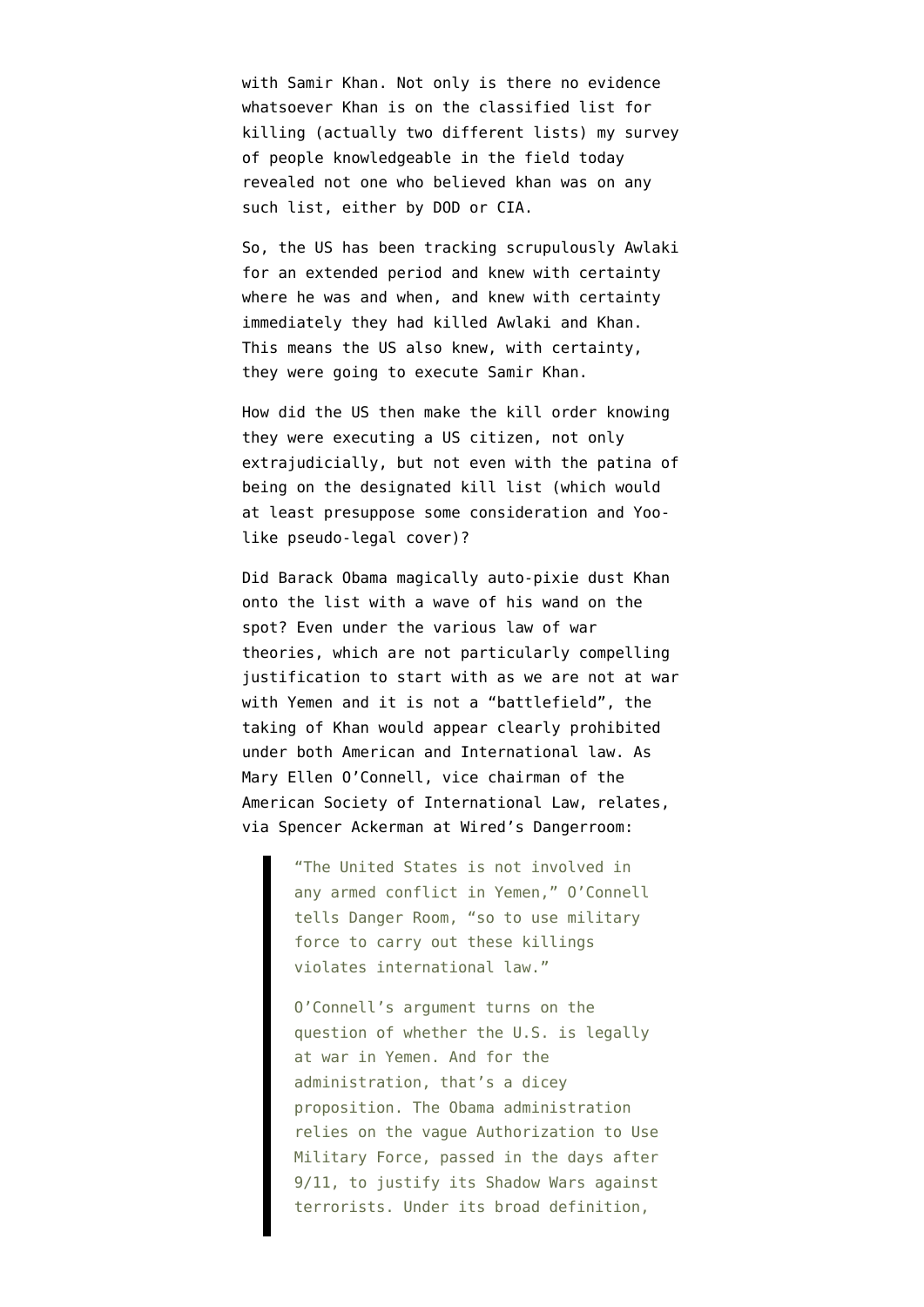with Samir Khan. Not only is there no evidence whatsoever Khan is on the classified list for killing (actually two different lists) my survey of people knowledgeable in the field today revealed not one who believed khan was on any such list, either by DOD or CIA.

So, the US has been tracking scrupulously Awlaki for an extended period and knew with certainty where he was and when, and knew with certainty immediately they had killed Awlaki and Khan. This means the US also knew, with certainty, they were going to execute Samir Khan.

How did the US then make the kill order knowing they were executing a US citizen, not only extrajudicially, but not even with the patina of being on the designated kill list (which would at least presuppose some consideration and Yoo-like pseudo-legal cover)?

Did Barack Obama magically auto-pixie dust Khan onto the list with a wave of his wand on the spot? Even under the various law of war theories, which are not particularly compelling justification to start with as we are not at war with Yemen and it is not a "battlefield", the taking of Khan would appear clearly prohibited under both American and International law. As Mary Ellen O'Connell, vice chairman of the American Society of International Law, relates, via Spencer Ackerman at Wired's Dangerroom:

> "The United States is not involved in any armed conflict in Yemen," O'Connell tells Danger Room, "so to use military force to carry out these killings violates international law."
>
> O'Connell's argument turns on the question of whether the U.S. is legally at war in Yemen. And for the administration, that's a dicey proposition. The Obama administration relies on the vague Authorization to Use Military Force, passed in the days after 9/11, to justify its Shadow Wars against terrorists. Under its broad definition,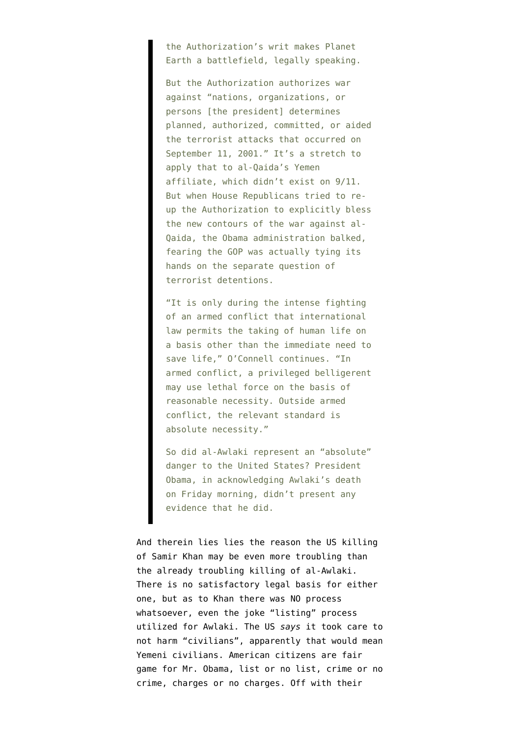> the Authorization's writ makes Planet Earth a battlefield, legally speaking.
>
> But the Authorization authorizes war against "nations, organizations, or persons [the president] determines planned, authorized, committed, or aided the terrorist attacks that occurred on September 11, 2001." It's a stretch to apply that to al-Qaida's Yemen affiliate, which didn't exist on 9/11. But when House Republicans tried to re-up the Authorization to explicitly bless the new contours of the war against al-Qaida, the Obama administration balked, fearing the GOP was actually tying its hands on the separate question of terrorist detentions.
>
> "It is only during the intense fighting of an armed conflict that international law permits the taking of human life on a basis other than the immediate need to save life," O'Connell continues. "In armed conflict, a privileged belligerent may use lethal force on the basis of reasonable necessity. Outside armed conflict, the relevant standard is absolute necessity."
>
> So did al-Awlaki represent an "absolute" danger to the United States? President Obama, in acknowledging Awlaki's death on Friday morning, didn't present any evidence that he did.

And therein lies lies the reason the US killing of Samir Khan may be even more troubling than the already troubling killing of al-Awlaki. There is no satisfactory legal basis for either one, but as to Khan there was NO process whatsoever, even the joke "listing" process utilized for Awlaki. The US *says* it took care to not harm "civilians", apparently that would mean Yemeni civilians. American citizens are fair game for Mr. Obama, list or no list, crime or no crime, charges or no charges. Off with their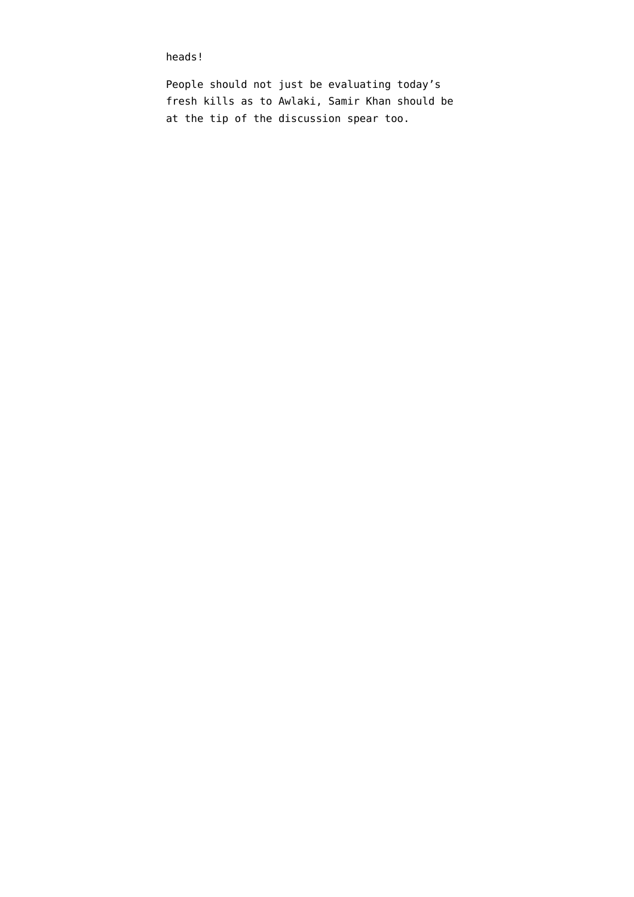heads!

People should not just be evaluating today's fresh kills as to Awlaki, Samir Khan should be at the tip of the discussion spear too.